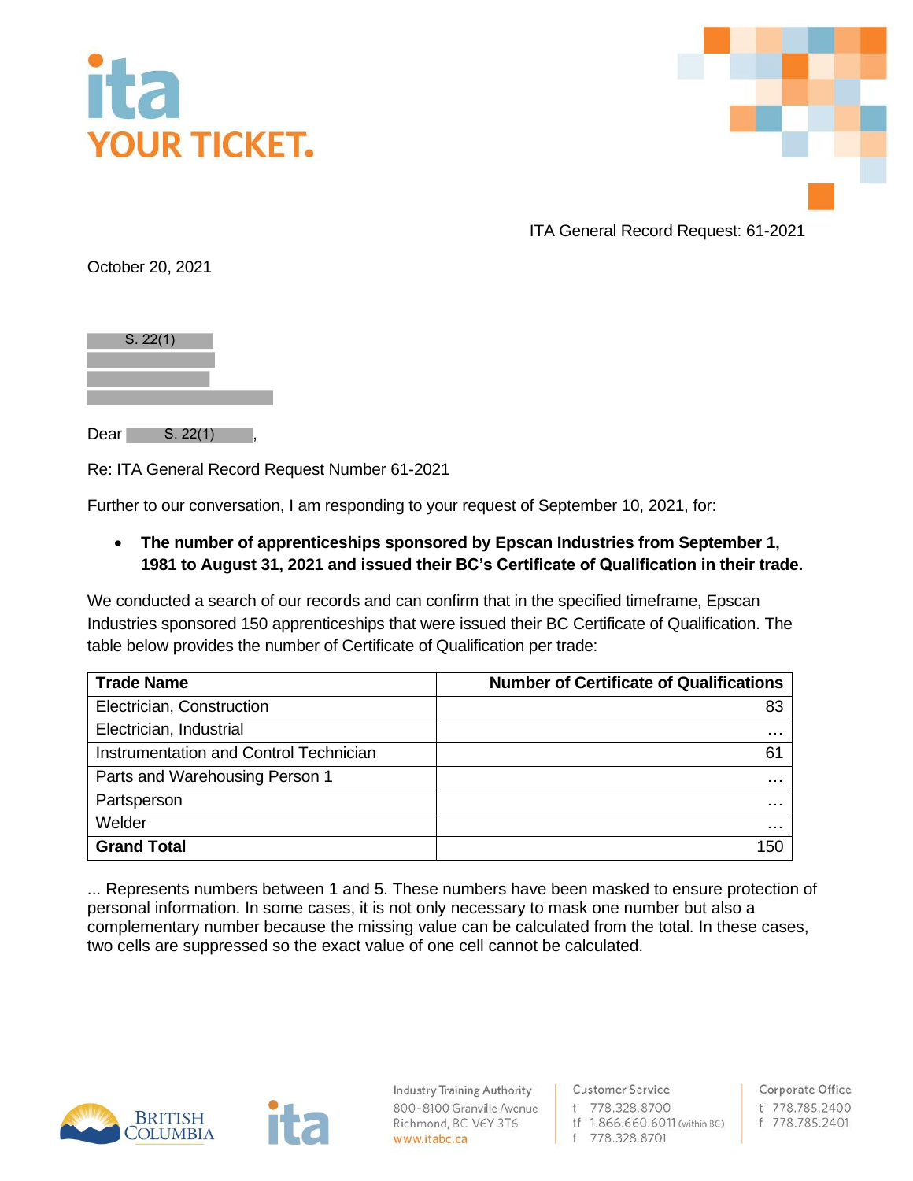ITA General Record Request: 61-2021

October 20, 2021

S. 22(1)

Dear S. 22(1),

Re: ITA General Record Request Number 61-2021

Further to our conversation, I am responding to your request of September 10, 2021, for:

- **The number of apprenticeships sponsored by Epscan Industries from September 1, 1981 to August 31, 2021 and issued their BC's Certificate of Qualification in their trade.**

We conducted a search of our records and can confirm that in the specified timeframe, Epscan Industries sponsored 150 apprenticeships that were issued their BC Certificate of Qualification. The table below provides the number of Certificate of Qualification per trade:

| Trade Name | Number of Certificate of Qualifications |
|---|---|
| Electrician, Construction | 83 |
| Electrician, Industrial | … |
| Instrumentation and Control Technician | 61 |
| Parts and Warehousing Person 1 | … |
| Partsperson | … |
| Welder | … |
| **Grand Total** | 150 |

... Represents numbers between 1 and 5. These numbers have been masked to ensure protection of personal information. In some cases, it is not only necessary to mask one number but also a complementary number because the missing value can be calculated from the total. In these cases, two cells are suppressed so the exact value of one cell cannot be calculated.

Industry Training Authority
800-8100 Granville Avenue
Richmond, BC V6Y 3T6
www.itabc.ca

Customer Service
t 778.328.8700
tf 1.866.660.6011 (within BC)
f 778.328.8701

Corporate Office
t 778.785.2400
f 778.785.2401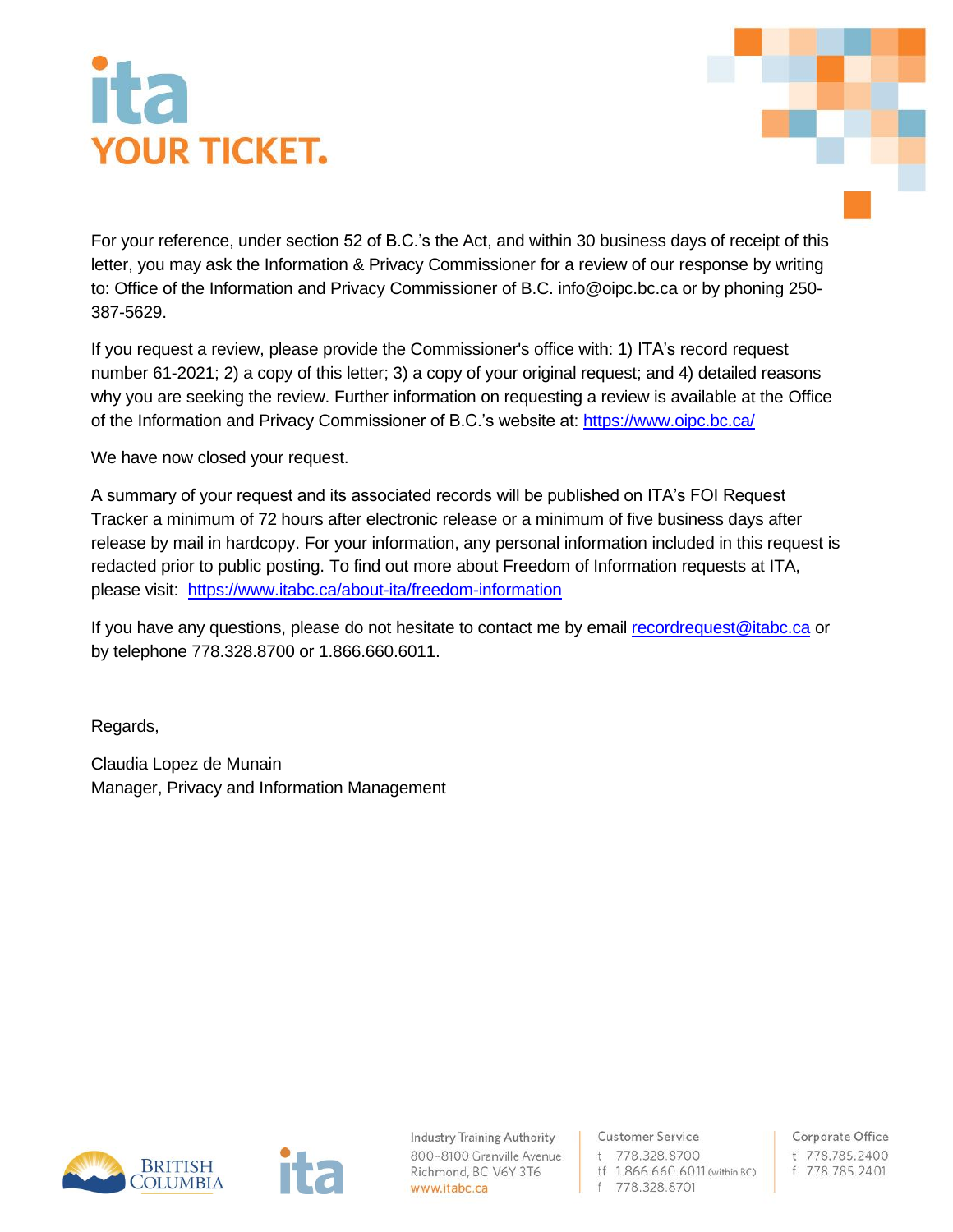For your reference, under section 52 of B.C.'s the Act, and within 30 business days of receipt of this letter, you may ask the Information & Privacy Commissioner for a review of our response by writing to: Office of the Information and Privacy Commissioner of B.C. info@oipc.bc.ca or by phoning 250-387-5629.

If you request a review, please provide the Commissioner's office with: 1) ITA's record request number 61-2021; 2) a copy of this letter; 3) a copy of your original request; and 4) detailed reasons why you are seeking the review. Further information on requesting a review is available at the Office of the Information and Privacy Commissioner of B.C.'s website at: https://www.oipc.bc.ca/

We have now closed your request.

A summary of your request and its associated records will be published on ITA's FOI Request Tracker a minimum of 72 hours after electronic release or a minimum of five business days after release by mail in hardcopy. For your information, any personal information included in this request is redacted prior to public posting. To find out more about Freedom of Information requests at ITA, please visit: https://www.itabc.ca/about-ita/freedom-information

If you have any questions, please do not hesitate to contact me by email recordrequest@itabc.ca or by telephone 778.328.8700 or 1.866.660.6011.

Regards,

Claudia Lopez de Munain
Manager, Privacy and Information Management